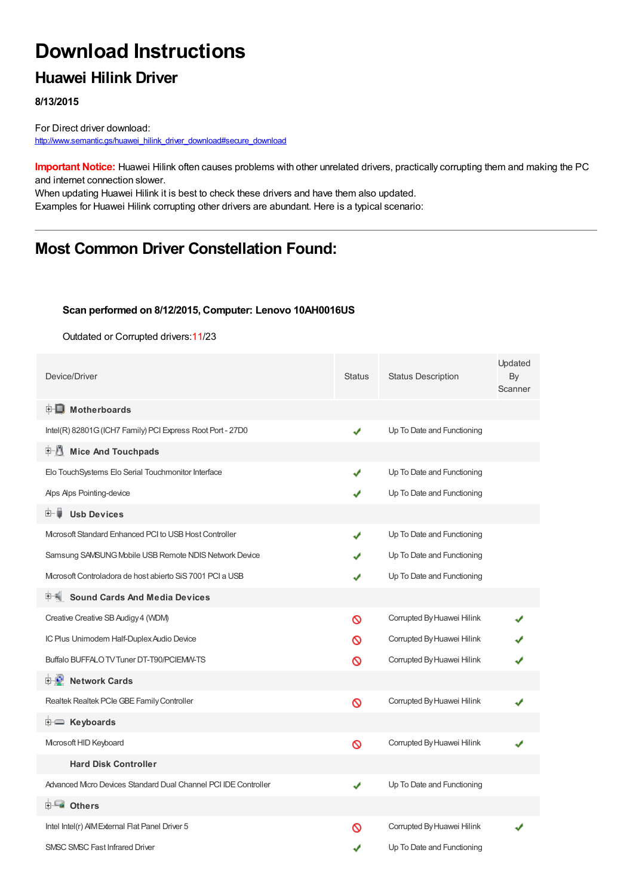# Download Instructions

## Huawei Hilink Driver

**8/13/2015**

For Direct driver download:
http://www.semantic.gs/huawei_hilink_driver_download#secure_download

**Important Notice:** Huawei Hilink often causes problems with other unrelated drivers, practically corrupting them and making the PC and internet connection slower.
When updating Huawei Hilink it is best to check these drivers and have them also updated.
Examples for Huawei Hilink corrupting other drivers are abundant. Here is a typical scenario:

---

## Most Common Driver Constellation Found:

**Scan performed on 8/12/2015, Computer: Lenovo 10AH0016US**

Outdated or Corrupted drivers:11/23

| Device/Driver | Status | Status Description | Updated By Scanner |
|---|---|---|---|
| **Motherboards** | | | |
| Intel(R) 82801G (ICH7 Family) PCI Express Root Port - 27D0 | ✔ | Up To Date and Functioning | |
| **Mice And Touchpads** | | | |
| Elo TouchSystems Elo Serial Touchmonitor Interface | ✔ | Up To Date and Functioning | |
| Alps Alps Pointing-device | ✔ | Up To Date and Functioning | |
| **Usb Devices** | | | |
| Microsoft Standard Enhanced PCI to USB Host Controller | ✔ | Up To Date and Functioning | |
| Samsung SAMSUNG Mobile USB Remote NDIS Network Device | ✔ | Up To Date and Functioning | |
| Microsoft Controladora de host abierto SiS 7001 PCI a USB | ✔ | Up To Date and Functioning | |
| **Sound Cards And Media Devices** | | | |
| Creative Creative SB Audigy 4 (WDM) | 🚫 | Corrupted By Huawei Hilink | ✔ |
| IC Plus Unimodem Half-Duplex Audio Device | 🚫 | Corrupted By Huawei Hilink | ✔ |
| Buffalo BUFFALO TV Tuner DT-T90/PCIEMW-TS | 🚫 | Corrupted By Huawei Hilink | ✔ |
| **Network Cards** | | | |
| Realtek Realtek PCIe GBE Family Controller | 🚫 | Corrupted By Huawei Hilink | ✔ |
| **Keyboards** | | | |
| Microsoft HID Keyboard | 🚫 | Corrupted By Huawei Hilink | ✔ |
| **Hard Disk Controller** | | | |
| Advanced Micro Devices Standard Dual Channel PCI IDE Controller | ✔ | Up To Date and Functioning | |
| **Others** | | | |
| Intel Intel(r) AIM External Flat Panel Driver 5 | 🚫 | Corrupted By Huawei Hilink | ✔ |
| SMSC SMSC Fast Infrared Driver | ✔ | Up To Date and Functioning | |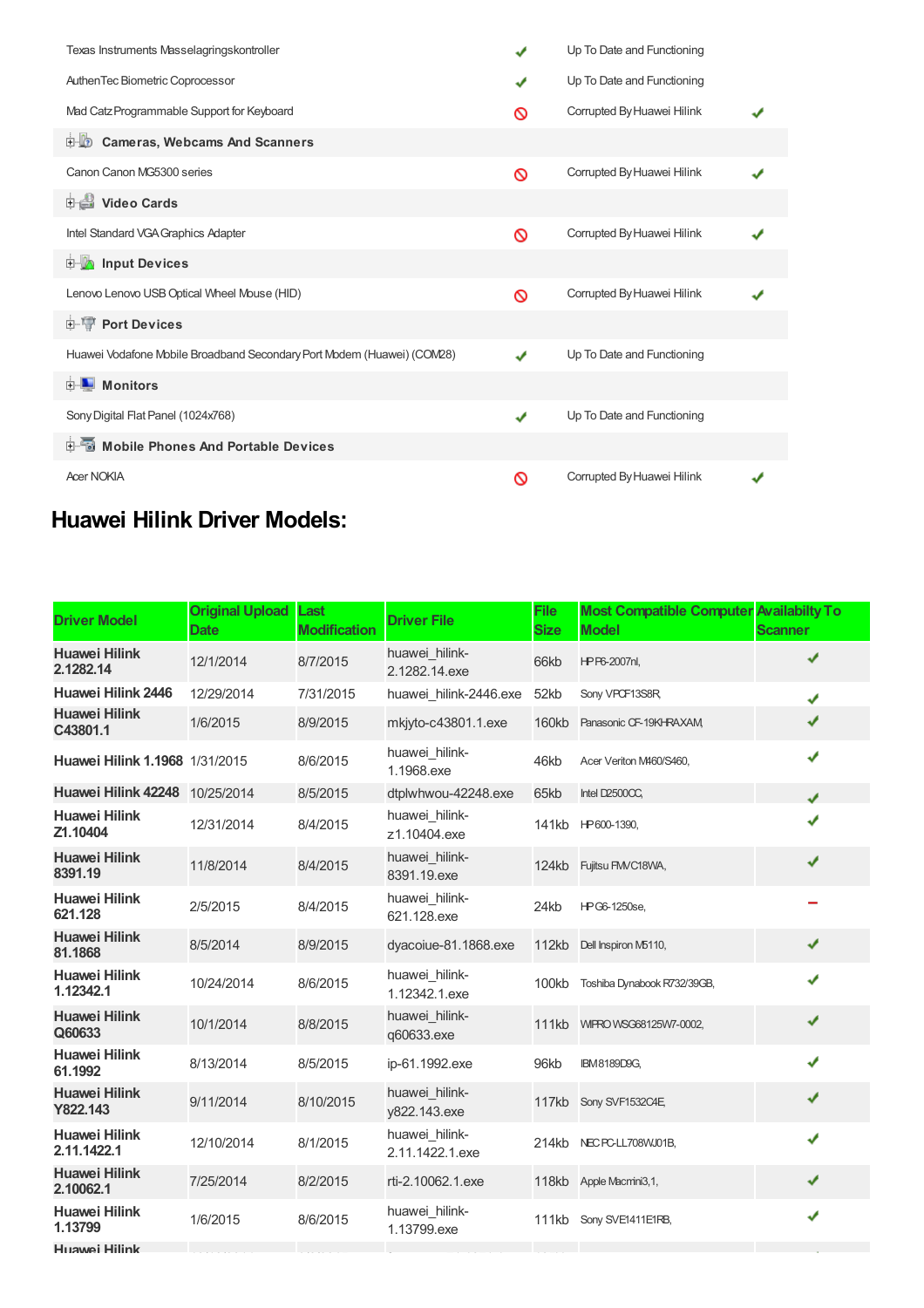| | | | |
|---|---|---|---|
| Texas Instruments Masselagringskontroller | ✔ | Up To Date and Functioning | |
| AuthenTec Biometric Coprocessor | ✔ | Up To Date and Functioning | |
| Mad Catz Programmable Support for Keyboard | 🚫 | Corrupted By Huawei Hilink | ✔ |
| **Cameras, Webcams And Scanners** | | | |
| Canon Canon MG5300 series | 🚫 | Corrupted By Huawei Hilink | ✔ |
| **Video Cards** | | | |
| Intel Standard VGA Graphics Adapter | 🚫 | Corrupted By Huawei Hilink | ✔ |
| **Input Devices** | | | |
| Lenovo Lenovo USB Optical Wheel Mouse (HID) | 🚫 | Corrupted By Huawei Hilink | ✔ |
| **Port Devices** | | | |
| Huawei Vodafone Mobile Broadband Secondary Port Modem (Huawei) (COM28) | ✔ | Up To Date and Functioning | |
| **Monitors** | | | |
| Sony Digital Flat Panel (1024x768) | ✔ | Up To Date and Functioning | |
| **Mobile Phones And Portable Devices** | | | |
| Acer NOKIA | 🚫 | Corrupted By Huawei Hilink | ✔ |

## Huawei Hilink Driver Models:

| Driver Model | Original Upload Date | Last Modification | Driver File | File Size | Most Compatible Computer Model | Availabilty To Scanner |
|---|---|---|---|---|---|---|
| **Huawei Hilink 2.1282.14** | 12/1/2014 | 8/7/2015 | huawei_hilink-2.1282.14.exe | 66kb | HP P6-2007nl, | ✔ |
| **Huawei Hilink 2446** | 12/29/2014 | 7/31/2015 | huawei_hilink-2446.exe | 52kb | Sony VPCF13S8R, | ✔ |
| **Huawei Hilink C43801.1** | 1/6/2015 | 8/9/2015 | mkjyto-c43801.1.exe | 160kb | Panasonic CF-19KHRAXAM, | ✔ |
| **Huawei Hilink 1.1968** | 1/31/2015 | 8/6/2015 | huawei_hilink-1.1968.exe | 46kb | Acer Veriton M460/S460, | ✔ |
| **Huawei Hilink 42248** | 10/25/2014 | 8/5/2015 | dtplwhwou-42248.exe | 65kb | Intel D2500CC, | ✔ |
| **Huawei Hilink Z1.10404** | 12/31/2014 | 8/4/2015 | huawei_hilink-z1.10404.exe | 141kb | HP 600-1390, | ✔ |
| **Huawei Hilink 8391.19** | 11/8/2014 | 8/4/2015 | huawei_hilink-8391.19.exe | 124kb | Fujitsu FMVC18WA, | ✔ |
| **Huawei Hilink 621.128** | 2/5/2015 | 8/4/2015 | huawei_hilink-621.128.exe | 24kb | HP G6-1250se, | − |
| **Huawei Hilink 81.1868** | 8/5/2014 | 8/9/2015 | dyacoiue-81.1868.exe | 112kb | Dell Inspiron M5110, | ✔ |
| **Huawei Hilink 1.12342.1** | 10/24/2014 | 8/6/2015 | huawei_hilink-1.12342.1.exe | 100kb | Toshiba Dynabook R732/39GB, | ✔ |
| **Huawei Hilink Q60633** | 10/1/2014 | 8/8/2015 | huawei_hilink-q60633.exe | 111kb | WIPRO WSG68125W7-0002, | ✔ |
| **Huawei Hilink 61.1992** | 8/13/2014 | 8/5/2015 | ip-61.1992.exe | 96kb | IBM8189D9G, | ✔ |
| **Huawei Hilink Y822.143** | 9/11/2014 | 8/10/2015 | huawei_hilink-y822.143.exe | 117kb | Sony SVF1532C4E, | ✔ |
| **Huawei Hilink 2.11.1422.1** | 12/10/2014 | 8/1/2015 | huawei_hilink-2.11.1422.1.exe | 214kb | NEC PC-LL708WJ01B, | ✔ |
| **Huawei Hilink 2.10062.1** | 7/25/2014 | 8/2/2015 | rti-2.10062.1.exe | 118kb | Apple Macmini3,1, | ✔ |
| **Huawei Hilink 1.13799** | 1/6/2015 | 8/6/2015 | huawei_hilink-1.13799.exe | 111kb | Sony SVE1411E1RB, | ✔ |
| **Huawei Hilink** | | | | | | |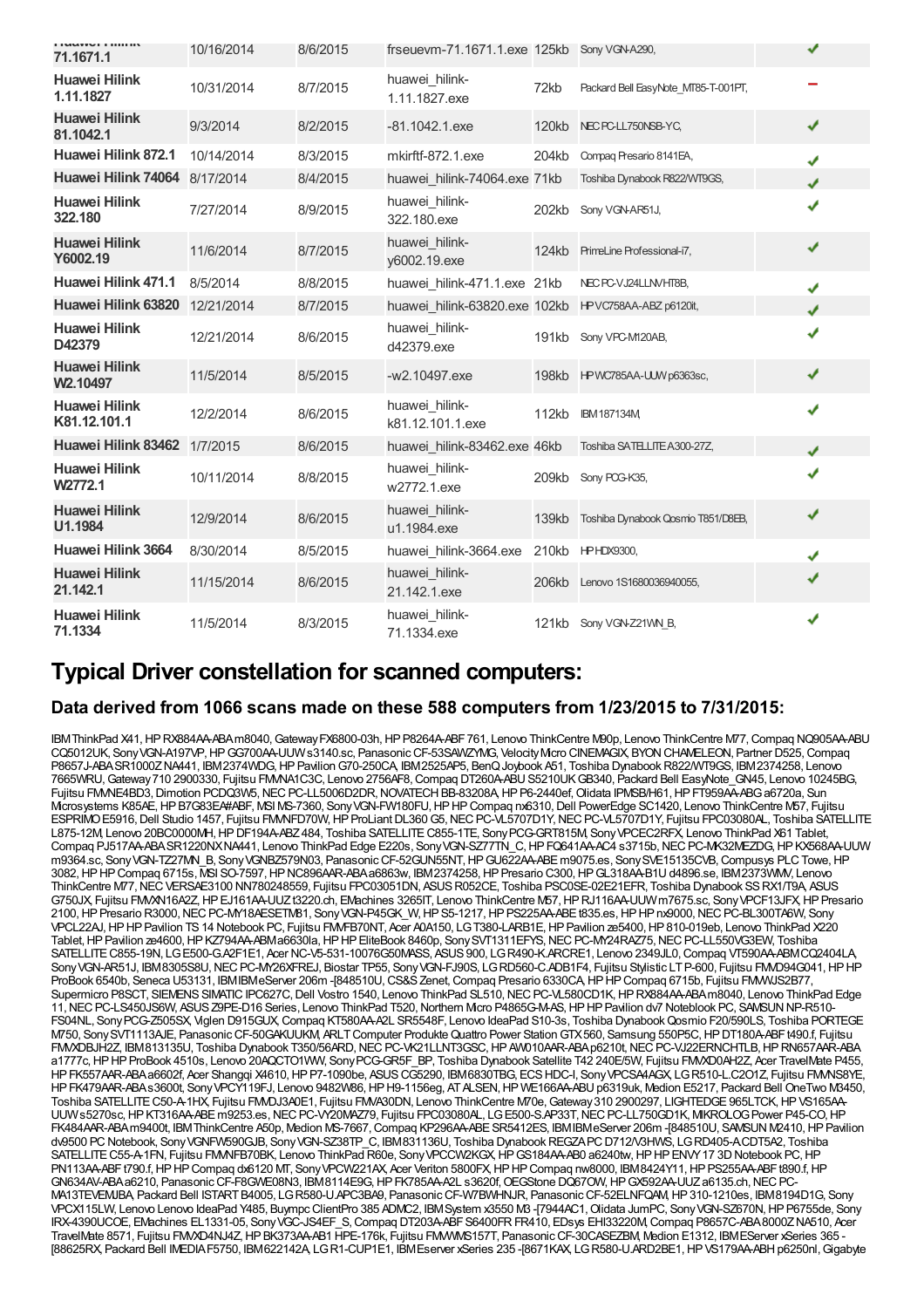| Huawei Hilink 71.1671.1 | 10/16/2014 | 8/6/2015 | frseuevm-71.1671.1.exe | 125kb | Sony VGN-A290, | ✔ |
|---|---|---|---|---|---|---|
| Huawei Hilink 1.11.1827 | 10/31/2014 | 8/7/2015 | huawei_hilink-1.11.1827.exe | 72kb | Packard Bell EasyNote_MT85-T-001PT, | – |
| Huawei Hilink 81.1042.1 | 9/3/2014 | 8/2/2015 | -81.1042.1.exe | 120kb | NEC PC-LL750NSB-YC, | ✔ |
| Huawei Hilink 872.1 | 10/14/2014 | 8/3/2015 | mkirftf-872.1.exe | 204kb | Compaq Presario 8141EA, | ✔ |
| Huawei Hilink 74064 | 8/17/2014 | 8/4/2015 | huawei_hilink-74064.exe | 71kb | Toshiba Dynabook R822/WT9GS, | ✔ |
| Huawei Hilink 322.180 | 7/27/2014 | 8/9/2015 | huawei_hilink-322.180.exe | 202kb | Sony VGN-AR51J, | ✔ |
| Huawei Hilink Y6002.19 | 11/6/2014 | 8/7/2015 | huawei_hilink-y6002.19.exe | 124kb | PrimeLine Professional-i7, | ✔ |
| Huawei Hilink 471.1 | 8/5/2014 | 8/8/2015 | huawei_hilink-471.1.exe | 21kb | NEC PC-VJ24LLNVHT8B, | ✔ |
| Huawei Hilink 63820 | 12/21/2014 | 8/7/2015 | huawei_hilink-63820.exe | 102kb | HP VC758AA-ABZ p6120it, | ✔ |
| Huawei Hilink D42379 | 12/21/2014 | 8/6/2015 | huawei_hilink-d42379.exe | 191kb | Sony VPC-M120AB, | ✔ |
| Huawei Hilink W2.10497 | 11/5/2014 | 8/5/2015 | -w2.10497.exe | 198kb | HP WC785AA-UUW p6363sc, | ✔ |
| Huawei Hilink K81.12.101.1 | 12/2/2014 | 8/6/2015 | huawei_hilink-k81.12.101.1.exe | 112kb | IBM 187134M, | ✔ |
| Huawei Hilink 83462 | 1/7/2015 | 8/6/2015 | huawei_hilink-83462.exe | 46kb | Toshiba SATELLITE A300-27Z, | ✔ |
| Huawei Hilink W2772.1 | 10/11/2014 | 8/8/2015 | huawei_hilink-w2772.1.exe | 209kb | Sony PCG-K35, | ✔ |
| Huawei Hilink U1.1984 | 12/9/2014 | 8/6/2015 | huawei_hilink-u1.1984.exe | 139kb | Toshiba Dynabook Qosmio T851/D8EB, | ✔ |
| Huawei Hilink 3664 | 8/30/2014 | 8/5/2015 | huawei_hilink-3664.exe | 210kb | HP HDX9300, | ✔ |
| Huawei Hilink 21.142.1 | 11/15/2014 | 8/6/2015 | huawei_hilink-21.142.1.exe | 206kb | Lenovo 1S1680036940055, | ✔ |
| Huawei Hilink 71.1334 | 11/5/2014 | 8/3/2015 | huawei_hilink-71.1334.exe | 121kb | Sony VGN-Z21WN_B, | ✔ |

## Typical Driver constellation for scanned computers:

### Data derived from 1066 scans made on these 588 computers from 1/23/2015 to 7/31/2015:

IBM ThinkPad X41, HP RX884AA-ABA m8040, Gateway FX6800-03h, HP P8264A-ABF 761, Lenovo ThinkCentre M90p, Lenovo ThinkCentre M77, Compaq NQ905AA-ABU CQ5012UK, Sony VGN-A197VP, HP GG700AA-UUW s3140.sc, Panasonic CF-53SAWZYMG, Velocity Micro CINEMAGIX, BYON CHAMELEON, Partner D525, Compaq P8657J-ABA SR1000Z NA441, IBM 2374WDG, HP Pavilion G70-250CA, IBM 2525AP5, BenQ Joybook A51, Toshiba Dynabook R822/WT9GS, IBM 2374258, Lenovo 7665WRU, Gateway 710 2900330, Fujitsu FMVNA1C3C, Lenovo 2756AF8, Compaq DT260A-ABU S5210UK GB340, Packard Bell EasyNote_GN45, Lenovo 10245BG, Fujitsu FMVNE4BD3, Dimotion PCDQ3W5, NEC PC-LL5006D2DR, NOVATECH BB-83208A, HP P6-2440ef, Olidata IPMSB/H61, HP FT959AA-ABG a6720a, Sun Microsystems K85AE, HP B7G83EA#ABF, MSI MS-7360, Sony VGN-FW180FU, HP HP Compaq nx6310, Dell PowerEdge SC1420, Lenovo ThinkCentre M57, Fujitsu ESPRIMO E5916, Dell Studio 1457, Fujitsu FMVNFD70W, HP ProLiant DL360 G5, NEC PC-VL5707D1Y, NEC PC-VL5707D1Y, Fujitsu FPC03080AL, Toshiba SATELLITE L875-12M, Lenovo 20BC0000MH, HP DF194A-ABZ 484, Toshiba SATELLITE C855-17E, Sony PCG-GRT815M, Sony VPCEC2RFX, Lenovo ThinkPad X61 Tablet, Compaq PJ517AA-ABA SR1220NX NA441, Lenovo ThinkPad Edge E220s, Sony VGN-SZ77TN_C, HP FQ641AA-AC4 s3715b, NEC PC-MK32MEZDG, HP KX568AA-UUW m9364.sc, Sony VGN-TZ27MN_B, Sony VGNBZ579N03, Panasonic CF-52GUN55NT, HP GU622AA-ABE m9075.es, Sony SVE15135CVB, Compusys PLC Towe, HP 3082, HP HP Compaq 6715s, MSI SO-7597, HP NC896AAR-ABA a6863w, IBM 2374258, HP Presario C300, HP GL318AA-B1U d4896.se, IBM 2373WMV, Lenovo ThinkCentre M77, NEC VERSAE3100 NN780248559, Fujitsu FPC03051DN, ASUS R052CE, Toshiba PSC0SE-02E21EFR, Toshiba Dynabook SS RX1/T9A, ASUS G750JX, Fujitsu FMVXN16A2Z, HP EJ161AA-UUZ t3220.ch, EMachines 3265IT, Lenovo ThinkCentre M57, HP RJ116AA-UUW m7675.sc, Sony VPCF13JFX, HP Presario 2100, HP Presario R3000, NEC PC-MY18AESETMB1, Sony VGN-P45GK_W, HP S5-1217, HP PS225AA-ABE t835.es, HP HP nx9000, NEC PC-BL300TA6W, Sony VPCL22AJ, HP HP Pavilion TS 14 Notebook PC, Fujitsu FMVFB70NT, Acer A0A150, LG T380-LARB1E, HP Pavilion ze5400, HP 810-019eb, Lenovo ThinkPad X220 Tablet, HP Pavilion ze4600, HP KZ794AA-ABM a6630la, HP HP EliteBook 8460p, Sony SVT1311EFYS, NEC PC-MY24RAZ75, NEC PC-LL550VG3EW, Toshiba SATELLITE C855-19N, LG E500-G.A2F1E1, Acer NC-V5-531-10076G50MASS, ASUS 900, LG R490-K.ARCRE1, Lenovo 2349JL0, Compaq VT590AA-ABM CQ2404LA, Sony VGN-AR51J, IBM 8305S8U, NEC PC-MY26XFREJ, Biostar TP55, Sony VGN-FJ90S, LG RD560-C.ADB1F4, Fujitsu Stylistic LT P-600, Fujitsu FMVD94G041, HP HP ProBook 6540b, Seneca U53131, IBM IBM eServer 206m -[848510U, CS&S Zenet, Compaq Presario 6330CA, HP HP Compaq 6715b, Fujitsu FMVWJS2B77, Supermicro P8SCT, SIEMENS SIMATIC IPC627C, Dell Vostro 1540, Lenovo ThinkPad SL510, NEC PC-VL580CD1K, HP RX884AA-ABA m8040, Lenovo ThinkPad Edge 11, NEC PC-LS450JS6W, ASUS Z9PE-D16 Series, Lenovo ThinkPad T520, Northern Micro P4865G-M-AS, HP HP Pavilion dv7 Noteblook PC, SAMSUNG NP-R510-FS04NL, Sony PCG-Z505SX, Viglen D915GUX, Compaq KT580AA-A2L SR5548F, Lenovo IdeaPad S10-3s, Toshiba Dynabook Qosmio F20/590LS, Toshiba PORTEGE M750, Sony SVT1113AJE, Panasonic CF-50GAKUUKM, ARLT Computer Produkte Quattro Power Station GTX 560, Samsung 550P5C, HP DT180A-ABF t490.f, Fujitsu FMVXDBJH2Z, IBM 813135U, Toshiba Dynabook T350/56ARD, NEC PC-VK21LLNT3GSC, HP AW010AAR-ABA p6210t, NEC PC-VJ22ERNCHTLB, HP RN657AAR-ABA a1777c, HP HP ProBook 4510s, Lenovo 20AQCTO1WW, Sony PCG-GR5F_BP, Toshiba Dynabook Satellite T42 240E/5W, Fujitsu FMVXD0AH2Z, Acer TravelMate P455, HP FK557AAR-ABA a6602f, Acer Shangqi X4610, HP P7-1090be, ASUS CG5290, IBM 6830TBG, ECS HDC-I, Sony VPCSA4AGX, LG R510-L.C2O1Z, Fujitsu FMVNS8YE, HP FK479AAR-ABA s3600t, Sony VPCY119FJ, Lenovo 9482W86, HP H9-1156eg, AT ALSEN, HP WE166AA-ABU p6319uk, Medion E5217, Packard Bell OneTwo M3450, Toshiba SATELLITE C50-A-1HX, Fujitsu FMVDJ3A0E1, Fujitsu FMVA30DN, Lenovo ThinkCentre M70e, Gateway 310 2900297, LIGHTEDGE 965LTCK, HP VS165AA-UUW s5270sc, HP KT316AA-ABE m9253.es, NEC PC-VY20MAZ79, Fujitsu FPC03080AL, LG E500-S.AP33T, NEC PC-LL750GD1K, MIKROLOG Power P45-CO, HP FK484AAR-ABA m9400t, IBM ThinkCentre A50p, Medion MS-7667, Compaq KP296AA-ABE SR5412ES, IBM IBM eServer 206m -[848510U, SAMSUN M2410, HP Pavilion dv9500 PC Notebook, Sony VGNFW590GJB, Sony VGN-SZ38TP_C, IBM 831136U, Toshiba Dynabook REGZA PC D712/V3HWS, LG RD405-A.CDT5A2, Toshiba SATELLITE C55-A-1FN, Fujitsu FMVNFB70BK, Lenovo ThinkPad R60e, Sony VPCCW2KGX, HP GS184AA-AB0 a6240tw, HP HP ENVY 17 3D Notebook PC, HP PN113AA-ABF t790.f, HP HP Compaq dx6120 MT, Sony VPCW221AX, Acer Veriton 5800FX, HP HP Compaq nw8000, IBM 8424Y11, HP PS255AA-ABF t890.f, HP GN634AV-ABA a6210, Panasonic CF-F8GWE08N3, IBM 8114E9G, HP FK785AA-A2L s3620f, OEGStone DQ67OW, HP GX592AA-UUZ a6135.ch, NEC PC-MA13TEVEMJBA, Packard Bell ISTART B4005, LG R580-U.APC3BA9, Panasonic CF-W7BWHNJR, Panasonic CF-52ELNFQAM, HP 310-1210es, IBM 8194D1G, Sony VPCX115LW, Lenovo Lenovo IdeaPad Y485, Buympc ClientPro 385 ADMC2, IBM System x3550 M3 -[7944AC1, Olidata JumPC, Sony VGN-SZ670N, HP P6755de, Sony IRX-4390UCOE, EMachines EL1331-05, Sony VGC-JS4EF_S, Compaq DT203A-ABF S6400FR FR410, EDsys EHI33220M, Compaq P8657C-ABA 8000Z NA510, Acer TravelMate 8571, Fujitsu FMVXD4NJ4Z, HP BK373AA-AB1 HPE-176k, Fujitsu FMVWMS157T, Panasonic CF-30CASEZBM, Medion E1312, IBM EServer xSeries 365 -[88625RX, Packard Bell IMEDIA F5750, IBM 622142A, LG R1-CUP1E1, IBM Eserver xSeries 235 -[8671KAX, LG R580-U.ARD2BE1, HP VS179AA-ABH p6250nl, Gigabyte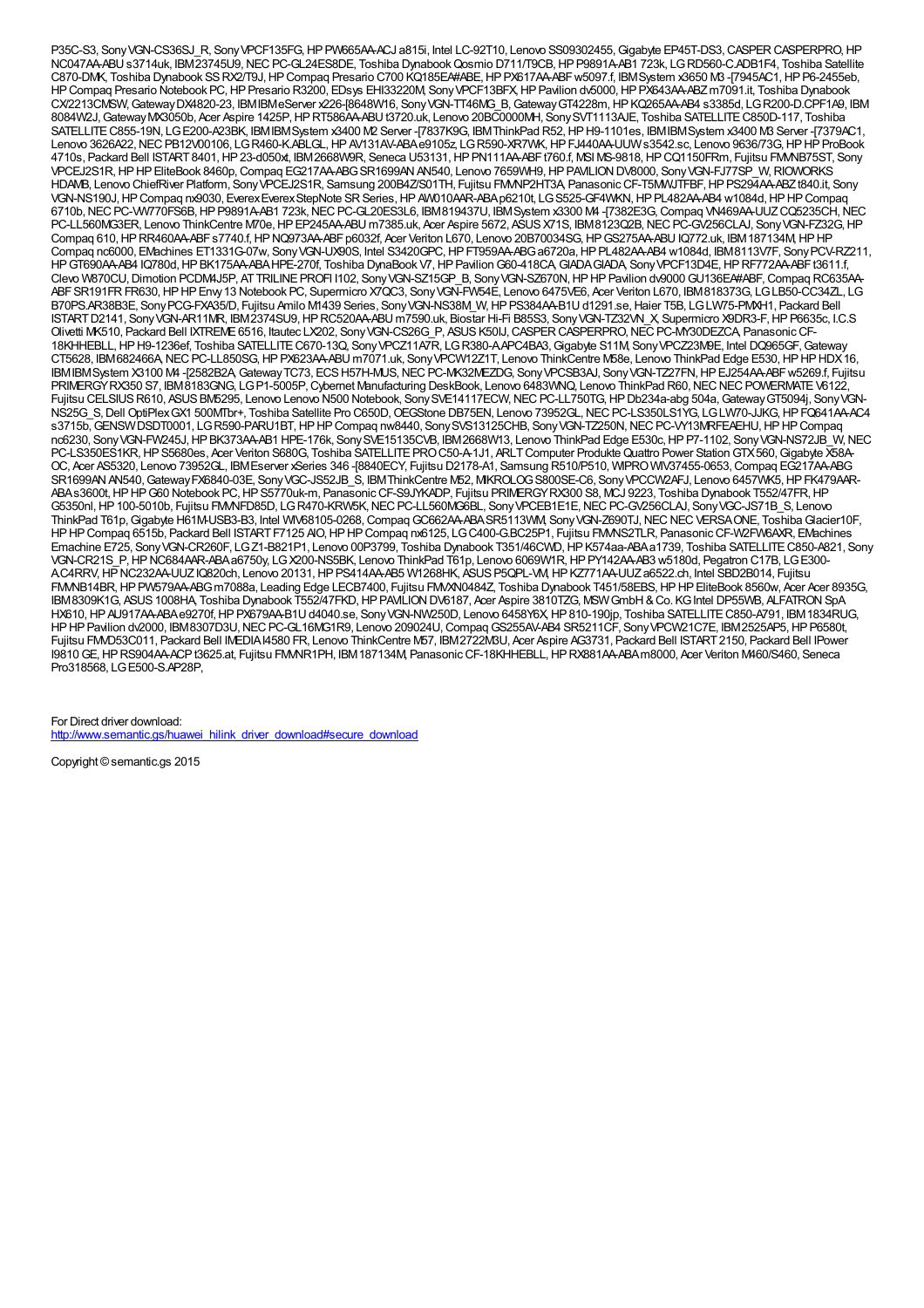P35C-S3, Sony VGN-CS36SJ_R, Sony VPCF135FG, HP PW665AA-ACJ a815i, Intel LC-92T10, Lenovo SS09302455, Gigabyte EP45T-DS3, CASPER CASPERPRO, HP NC047AA-ABU s3714uk, IBM23745U9, NEC PC-GL24ES8DE, Toshiba Dynabook Qosmio D711/T9CB, HP P9891A-AB1 723k, LG RD560-C.ADB1F4, Toshiba Satellite C870-DMK, Toshiba Dynabook SS RX2/T9J, HP Compaq Presario C700 KQ185EA#ABE, HP PX617AA-ABF w5097.f, IBM System x3650 M3 -[7945AC1, HP P6-2455eb, HP Compaq Presario Notebook PC, HP Presario R3200, EDsys EHI33220M, Sony VPCF13BFX, HP Pavilion dv5000, HP PX643AA-ABZ m7091.it, Toshiba Dynabook CX/2213CMSW, Gateway DX4820-23, IBM IBM eServer x226-[8648W16, Sony VGN-TT46MG_B, Gateway GT4228m, HP KQ265AA-AB4 s3385d, LG R200-D.CPF1A9, IBM 8084W2J, Gateway MX3050b, Acer Aspire 1425P, HP RT586AA-ABU t3720.uk, Lenovo 20BC0000MH, Sony SVT1113AJE, Toshiba SATELLITE C850D-117, Toshiba SATELLITE C855-19N, LG E200-A23BK, IBM IBM System x3400 M2 Server -[7837K9G, IBM ThinkPad R52, HP H9-1101es, IBM IBM System x3400 M3 Server -[7379AC1, Lenovo 3626A22, NEC PB12V00106, LG R460-K.ABLGL, HP AV131AV-ABA e9105z, LG R590-XR7WK, HP FJ440AA-UUW s3542.sc, Lenovo 9636/73G, HP HP ProBook 4710s, Packard Bell ISTART 8401, HP 23-d050xt, IBM 2668W9R, Seneca U53131, HP PN111AA-ABF t760.f, MSI MS-9818, HP CQ1150FRm, Fujitsu FMVNB75ST, Sony VPCEJ2S1R, HP HP EliteBook 8460p, Compaq EG217AA-ABG SR1699AN AN540, Lenovo 7659WH9, HP PAVILION DV8000, Sony VGN-FJ77SP_W, RIOWORKS HDAMB, Lenovo ChiefRiver Platform, Sony VPCEJ2S1R, Samsung 200B4Z/S01TH, Fujitsu FMVNP2HT3A, Panasonic CF-T5MWJTFBF, HP PS294AA-ABZ t840.it, Sony VGN-NS190J, HP Compaq nx9030, Everex Everex StepNote SR Series, HP AW010AAR-ABA p6210t, LG S525-GF4WKN, HP PL482AA-AB4 w1084d, HP HP Compaq 6710b, NEC PC-VW770FS6B, HP P9891A-AB1 723k, NEC PC-GL20ES3L6, IBM 819437U, IBM System x3300 M4 -[7382E3G, Compaq VN469AA-UUZ CQ5235CH, NEC PC-LL560MG3ER, Lenovo ThinkCentre M70e, HP EP245AA-ABU m7385.uk, Acer Aspire 5672, ASUS X71S, IBM 8123Q2B, NEC PC-GV256CLAJ, Sony VGN-FZ32G, HP Compaq 610, HP RR460AA-ABF s7740.f, HP NQ973AA-ABF p6032f, Acer Veriton L670, Lenovo 20B70034SG, HP GS275AA-ABU IQ772.uk, IBM 187134M, HP HP Compaq nc6000, EMachines ET1331G-07w, Sony VGN-UX90S, Intel S3420GPC, HP FT959AA-ABG a6720a, HP PL482AA-AB4 w1084d, IBM 8113V7F, Sony PCV-RZ211, HP GT690AA-AB4 IQ780d, HP BK175AA-ABA HPE-270f, Toshiba DynaBook V7, HP Pavilion G60-418CA, GIADA GIADA, Sony VPCF13D4E, HP RF772AA-ABF t3611.f, Clevo W870CU, Dimotion PCDM4J5P, AT TRILINE PROFI I102, Sony VGN-SZ15GP_B, Sony VGN-SZ670N, HP HP Pavilion dv9000 GU136EA#ABF, Compaq RC635AA-ABF SR191FR FR630, HP HP Envy 13 Notebook PC, Supermicro X7QC3, Sony VGN-FW54E, Lenovo 6475VE6, Acer Veriton L670, IBM 818373G, LG LB50-CC34ZL, LG B70PS.AR38B3E, Sony PCG-FXA35/D, Fujitsu Amilo M1439 Series, Sony VGN-NS38M_W, HP PS384AA-B1U d1291.se, Haier T5B, LG LW75-PMXH1, Packard Bell ISTART D2141, Sony VGN-AR11MR, IBM 2374SU9, HP RC520AA-ABU m7590.uk, Biostar Hi-Fi B85S3, Sony VGN-TZ32VN_X, Supermicro X9DR3-F, HP P6635c, I.C.S Olivetti MK510, Packard Bell IXTREME 6516, Itautec LX202, Sony VGN-CS26G_P, ASUS K50IJ, CASPER CASPERPRO, NEC PC-MY30DEZCA, Panasonic CF-18KHHEBLL, HP H9-1236ef, Toshiba SATELLITE C670-13Q, Sony VPCZ11A7R, LG R380-A.APC4BA3, Gigabyte S11M, Sony VPCZ23M9E, Intel DQ965GF, Gateway CT5628, IBM 682466A, NEC PC-LL850SG, HP PX623AA-ABU m7071.uk, Sony VPCW12Z1T, Lenovo ThinkCentre M58e, Lenovo ThinkPad Edge E530, HP HP HDX16, IBM IBM System X3100 M4 -[2582B2A, Gateway TC73, ECS H57H-MUS, NEC PC-MK32MEZDG, Sony VPCSB3AJ, Sony VGN-TZ27FN, HP EJ254AA-ABF w5269.f, Fujitsu PRIMERGY RX350 S7, IBM 8183GNG, LG P1-5005P, Cybernet Manufacturing DeskBook, Lenovo 6483WNQ, Lenovo ThinkPad R60, NEC NEC POWERMATE V6122, Fujitsu CELSIUS R610, ASUS BM5295, Lenovo Lenovo N500 Notebook, Sony SVE14117ECW, NEC PC-LL750TG, HP Db234a-abg 504a, Gateway GT5094j, Sony VGN-NS25G_S, Dell OptiPlex GX1 500MTbr+, Toshiba Satellite Pro C650D, OEGStone DB75EN, Lenovo 73952GL, NEC PC-LS350LS1YG, LG LW70-JJKG, HP FQ641AA-AC4 s3715b, GENSW DSDT0001, LG R590-PARU1BT, HP HP Compaq nw8440, Sony SVS13125CHB, Sony VGN-TZ250N, NEC PC-VY13MRFEAEHU, HP HP Compaq nc6230, Sony VGN-FW245J, HP BK373AA-AB1 HPE-176k, Sony SVE15135CVB, IBM 2668W13, Lenovo ThinkPad Edge E530c, HP P7-1102, Sony VGN-NS72JB_W, NEC PC-LS350ES1KR, HP S5680es, Acer Veriton S680G, Toshiba SATELLITE PRO C50-A-1J1, ARLT Computer Produkte Quattro Power Station GTX 560, Gigabyte X58A-OC, Acer AS5320, Lenovo 73952GL, IBM Eserver xSeries 346 -[8840ECY, Fujitsu D2178-A1, Samsung R510/P510, WIPRO WIV37455-0653, Compaq EG217AA-ABG SR1699AN AN540, Gateway FX6840-03E, Sony VGC-JS52JB_S, IBM ThinkCentre M52, MIKROLOG S800SE-C6, Sony VPCCW2AFJ, Lenovo 6457WK5, HP FK479AAR-ABA s3600t, HP HP G60 Notebook PC, HP S5770uk-m, Panasonic CF-S9JYKADP, Fujitsu PRIMERGY RX300 S8, MCJ 9223, Toshiba Dynabook T552/47FR, HP G5350nl, HP 100-5010b, Fujitsu FMVNFD85D, LG R470-KRW5K, NEC PC-LL560MG6BL, Sony VPCEB1E1E, NEC PC-GV256CLAJ, Sony VGC-JS71B_S, Lenovo ThinkPad T61p, Gigabyte H61M-USB3-B3, Intel WIV68105-0268, Compaq GC662AA-ABA SR5113WM, Sony VGN-Z690TJ, NEC NEC VERSA ONE, Toshiba Glacier10F, HP HP Compaq 6515b, Packard Bell ISTART F7125 AIO, HP HP Compaq nx6125, LG C400-G.BC25P1, Fujitsu FMVNS2TLR, Panasonic CF-W2FW6AXR, EMachines Emachine E725, Sony VGN-CR260F, LG Z1-B821P1, Lenovo 00P3799, Toshiba Dynabook T351/46CWD, HP K574aa-ABA a1739, Toshiba SATELLITE C850-A821, Sony VGN-CR21S_P, HP NC684AAR-ABA a6750y, LG X200-NS5BK, Lenovo ThinkPad T61p, Lenovo 6069W1R, HP PY142AA-AB3 w5180d, Pegatron C17B, LG E300-A.C4RRV, HP NC232AA-UUZ IQ820ch, Lenovo 20131, HP PS414AA-AB5 W1268HK, ASUS P5QPL-VM, HP KZ771AA-UUZ a6522.ch, Intel SBD2B014, Fujitsu FMVNB14BR, HP PW579AA-ABG m7088a, Leading Edge LECB7400, Fujitsu FMVXN0484Z, Toshiba Dynabook T451/58EBS, HP HP EliteBook 8560w, Acer Acer 8935G, IBM 8309K1G, ASUS 1008HA, Toshiba Dynabook T552/47FKD, HP PAVILION DV6187, Acer Aspire 3810TZG, MSW GmbH & Co. KG Intel DP55WB, ALFATRON SpA HX610, HP AU917AA-ABA e9270f, HP PX679AA-B1U d4040.se, Sony VGN-NW250D, Lenovo 6458Y6X, HP 810-190jp, Toshiba SATELLITE C850-A791, IBM 1834RUG, HP HP Pavilion dv2000, IBM 8307D3U, NEC PC-GL16MG1R9, Lenovo 209024U, Compaq GS255AV-AB4 SR5211CF, Sony VPCW21C7E, IBM 2525AP5, HP P6580t, Fujitsu FMVD53C011, Packard Bell IMEDIA I4580 FR, Lenovo ThinkCentre M57, IBM 2722M3U, Acer Aspire AG3731, Packard Bell ISTART 2150, Packard Bell IPower I9810 GE, HP RS904AA-ACP t3625.at, Fujitsu FMVNR1PH, IBM 187134M, Panasonic CF-18KHHEBLL, HP RX881AA-ABA m8000, Acer Veriton M460/S460, Seneca Pro318568, LG E500-S.AP28P,

For Direct driver download:
[http://www.semantic.gs/huawei_hilink_driver_download#secure_download](http://www.semantic.gs/huawei_hilink_driver_download#secure_download)

Copyright © semantic.gs 2015